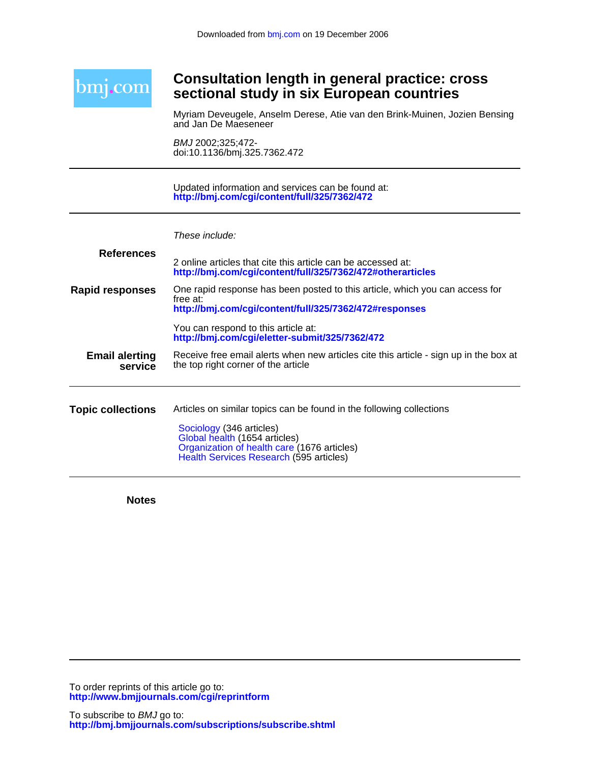Downloaded from bmj.com on 19 December 2006

bmj.com

# Consultation length in general practice: cross sectional study in six European countries

Myriam Deveugele, Anselm Derese, Atie van den Brink-Muinen, Jozien Bensing and Jan De Maeseneer

*BMJ* 2002;325;472-
doi:10.1136/bmj.325.7362.472

Updated information and services can be found at:
**http://bmj.com/cgi/content/full/325/7362/472**

*These include:*

**References**

2 online articles that cite this article can be accessed at:
**http://bmj.com/cgi/content/full/325/7362/472#otherarticles**

**Rapid responses**

One rapid response has been posted to this article, which you can access for free at:
**http://bmj.com/cgi/content/full/325/7362/472#responses**

You can respond to this article at:
**http://bmj.com/cgi/eletter-submit/325/7362/472**

**Email alerting service**

Receive free email alerts when new articles cite this article - sign up in the box at the top right corner of the article

**Topic collections**

Articles on similar topics can be found in the following collections

- Sociology (346 articles)
- Global health (1654 articles)
- Organization of health care (1676 articles)
- Health Services Research (595 articles)

**Notes**

To order reprints of this article go to:
**http://www.bmjjournals.com/cgi/reprintform**

To subscribe to *BMJ* go to:
**http://bmj.bmjjournals.com/subscriptions/subscribe.shtml**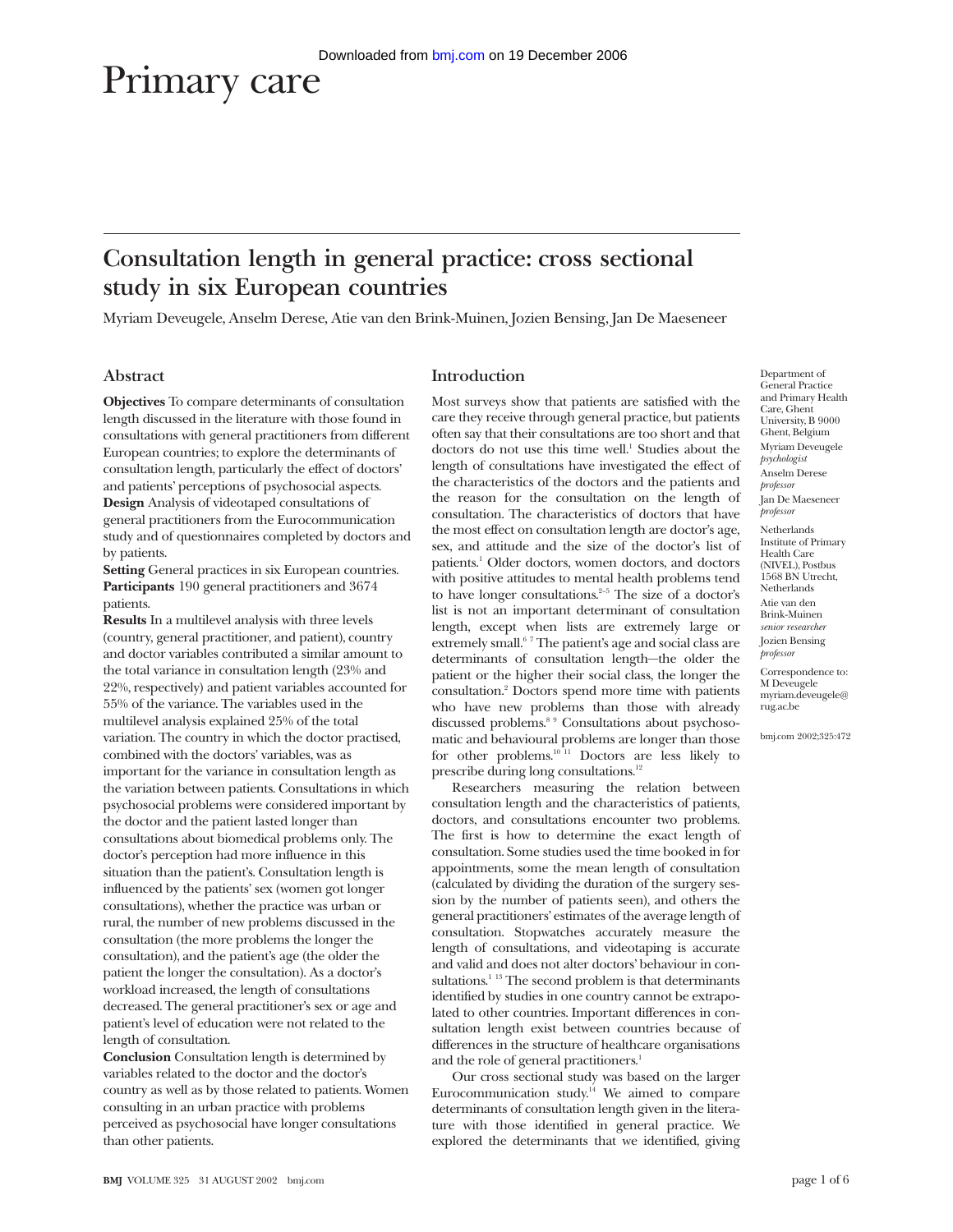# Primary care

## Consultation length in general practice: cross sectional study in six European countries

Myriam Deveugele, Anselm Derese, Atie van den Brink-Muinen, Jozien Bensing, Jan De Maeseneer

### Abstract

**Objectives** To compare determinants of consultation length discussed in the literature with those found in consultations with general practitioners from different European countries; to explore the determinants of consultation length, particularly the effect of doctors' and patients' perceptions of psychosocial aspects.

**Design** Analysis of videotaped consultations of general practitioners from the Eurocommunication study and of questionnaires completed by doctors and by patients.

**Setting** General practices in six European countries.

**Participants** 190 general practitioners and 3674 patients.

**Results** In a multilevel analysis with three levels (country, general practitioner, and patient), country and doctor variables contributed a similar amount to the total variance in consultation length (23% and 22%, respectively) and patient variables accounted for 55% of the variance. The variables used in the multilevel analysis explained 25% of the total variation. The country in which the doctor practised, combined with the doctors' variables, was as important for the variance in consultation length as the variation between patients. Consultations in which psychosocial problems were considered important by the doctor and the patient lasted longer than consultations about biomedical problems only. The doctor's perception had more influence in this situation than the patient's. Consultation length is influenced by the patients' sex (women got longer consultations), whether the practice was urban or rural, the number of new problems discussed in the consultation (the more problems the longer the consultation), and the patient's age (the older the patient the longer the consultation). As a doctor's workload increased, the length of consultations decreased. The general practitioner's sex or age and patient's level of education were not related to the length of consultation.

**Conclusion** Consultation length is determined by variables related to the doctor and the doctor's country as well as by those related to patients. Women consulting in an urban practice with problems perceived as psychosocial have longer consultations than other patients.

### Introduction

Most surveys show that patients are satisfied with the care they receive through general practice, but patients often say that their consultations are too short and that doctors do not use this time well.[1] Studies about the length of consultations have investigated the effect of the characteristics of the doctors and the patients and the reason for the consultation on the length of consultation. The characteristics of doctors that have the most effect on consultation length are doctor's age, sex, and attitude and the size of the doctor's list of patients.[1] Older doctors, women doctors, and doctors with positive attitudes to mental health problems tend to have longer consultations.[2–5] The size of a doctor's list is not an important determinant of consultation length, except when lists are extremely large or extremely small.[6 7] The patient's age and social class are determinants of consultation length—the older the patient or the higher their social class, the longer the consultation.[2] Doctors spend more time with patients who have new problems than those with already discussed problems.[8 9] Consultations about psychosomatic and behavioural problems are longer than those for other problems.[10 11] Doctors are less likely to prescribe during long consultations.[12]

Researchers measuring the relation between consultation length and the characteristics of patients, doctors, and consultations encounter two problems. The first is how to determine the exact length of consultation. Some studies used the time booked in for appointments, some the mean length of consultation (calculated by dividing the duration of the surgery session by the number of patients seen), and others the general practitioners' estimates of the average length of consultation. Stopwatches accurately measure the length of consultations, and videotaping is accurate and valid and does not alter doctors' behaviour in consultations.[1 13] The second problem is that determinants identified by studies in one country cannot be extrapolated to other countries. Important differences in consultation length exist between countries because of differences in the structure of healthcare organisations and the role of general practitioners.[1]

Our cross sectional study was based on the larger Eurocommunication study.[14] We aimed to compare determinants of consultation length given in the literature with those identified in general practice. We explored the determinants that we identified, giving

Department of General Practice and Primary Health Care, Ghent University, B 9000 Ghent, Belgium
Myriam Deveugele *psychologist*
Anselm Derese *professor*
Jan De Maeseneer *professor*

Netherlands Institute of Primary Health Care (NIVEL), Postbus 1568 BN Utrecht, Netherlands
Atie van den Brink-Muinen *senior researcher*
Jozien Bensing *professor*

Correspondence to: M Deveugele myriam.deveugele@rug.ac.be

bmj.com 2002;325:472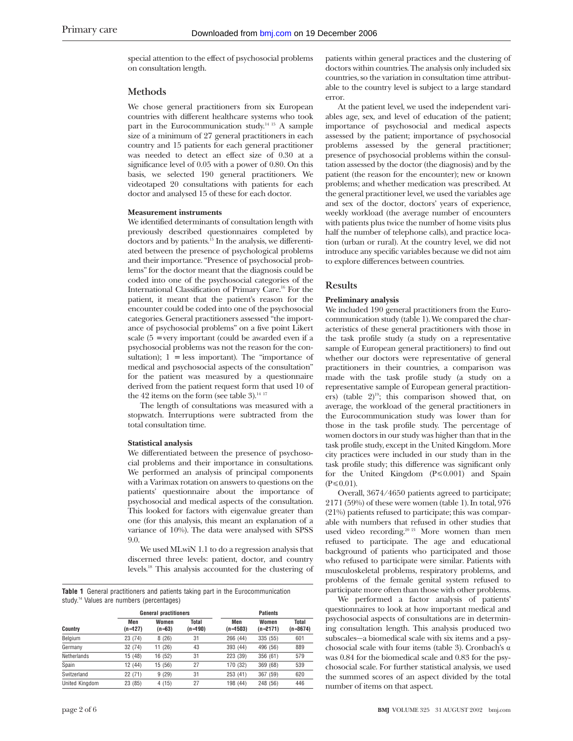special attention to the effect of psychosocial problems on consultation length.

## Methods

We chose general practitioners from six European countries with different healthcare systems who took part in the Eurocommunication study.[14 15] A sample size of a minimum of 27 general practitioners in each country and 15 patients for each general practitioner was needed to detect an effect size of 0.30 at a significance level of 0.05 with a power of 0.80. On this basis, we selected 190 general practitioners. We videotaped 20 consultations with patients for each doctor and analysed 15 of these for each doctor.

### Measurement instruments

We identified determinants of consultation length with previously described questionnaires completed by doctors and by patients.[15] In the analysis, we differentiated between the presence of psychological problems and their importance. "Presence of psychosocial problems" for the doctor meant that the diagnosis could be coded into one of the psychosocial categories of the International Classification of Primary Care.[16] For the patient, it meant that the patient's reason for the encounter could be coded into one of the psychosocial categories. General practitioners assessed "the importance of psychosocial problems" on a five point Likert scale (5 = very important (could be awarded even if a psychosocial problems was not the reason for the consultation); 1 = less important). The "importance of medical and psychosocial aspects of the consultation" for the patient was measured by a questionnaire derived from the patient request form that used 10 of the 42 items on the form (see table 3).[14 17]

The length of consultations was measured with a stopwatch. Interruptions were subtracted from the total consultation time.

### Statistical analysis

We differentiated between the presence of psychosocial problems and their importance in consultations. We performed an analysis of principal components with a Varimax rotation on answers to questions on the patients' questionnaire about the importance of psychosocial and medical aspects of the consultation. This looked for factors with eigenvalue greater than one (for this analysis, this meant an explanation of a variance of 10%). The data were analysed with SPSS 9.0.

We used MLwiN 1.1 to do a regression analysis that discerned three levels: patient, doctor, and country levels.[18] This analysis accounted for the clustering of patients within general practices and the clustering of doctors within countries. The analysis only included six countries, so the variation in consultation time attributable to the country level is subject to a large standard error.

At the patient level, we used the independent variables age, sex, and level of education of the patient; importance of psychosocial and medical aspects assessed by the patient; importance of psychosocial problems assessed by the general practitioner; presence of psychosocial problems within the consultation assessed by the doctor (the diagnosis) and by the patient (the reason for the encounter); new or known problems; and whether medication was prescribed. At the general practitioner level, we used the variables age and sex of the doctor, doctors' years of experience, weekly workload (the average number of encounters with patients plus twice the number of home visits plus half the number of telephone calls), and practice location (urban or rural). At the country level, we did not introduce any specific variables because we did not aim to explore differences between countries.

**Table 1** General practitioners and patients taking part in the Eurocommunication study.[14] Values are numbers (percentages)

| | General practitioners | | | Patients | | |
|---|---|---|---|---|---|---|
| Country | Men (n=127) | Women (n=63) | Total (n=190) | Men (n=1503) | Women (n=2171) | Total (n=3674) |
| Belgium | 23 (74) | 8 (26) | 31 | 266 (44) | 335 (55) | 601 |
| Germany | 32 (74) | 11 (26) | 43 | 393 (44) | 496 (56) | 889 |
| Netherlands | 15 (48) | 16 (52) | 31 | 223 (39) | 356 (61) | 579 |
| Spain | 12 (44) | 15 (56) | 27 | 170 (32) | 369 (68) | 539 |
| Switzerland | 22 (71) | 9 (29) | 31 | 253 (41) | 367 (59) | 620 |
| United Kingdom | 23 (85) | 4 (15) | 27 | 198 (44) | 248 (56) | 446 |

## Results

### Preliminary analysis

We included 190 general practitioners from the Eurocommunication study (table 1). We compared the characteristics of these general practitioners with those in the task profile study (a study on a representative sample of European general practitioners) to find out whether our doctors were representative of general practitioners in their countries, a comparison was made with the task profile study (a study on a representative sample of European general practitioners) (table 2)[19]; this comparison showed that, on average, the workload of the general practitioners in the Eurocommunication study was lower than for those in the task profile study. The percentage of women doctors in our study was higher than that in the task profile study, except in the United Kingdom. More city practices were included in our study than in the task profile study; this difference was significant only for the United Kingdom ($P \leq 0.001$) and Spain ($P \leq 0.01$).

Overall, 3674/4650 patients agreed to participate; 2171 (59%) of these were women (table 1). In total, 976 (21%) patients refused to participate; this was comparable with numbers that refused in other studies that used video recording.[20 21] More women than men refused to participate. The age and educational background of patients who participated and those who refused to participate were similar. Patients with musculoskeletal problems, respiratory problems, and problems of the female genital system refused to participate more often than those with other problems.

We performed a factor analysis of patients' questionnaires to look at how important medical and psychosocial aspects of consultations are in determining consultation length. This analysis produced two subscales—a biomedical scale with six items and a psychosocial scale with four items (table 3). Cronbach's $\alpha$ was 0.84 for the biomedical scale and 0.83 for the psychosocial scale. For further statistical analysis, we used the summed scores of an aspect divided by the total number of items on that aspect.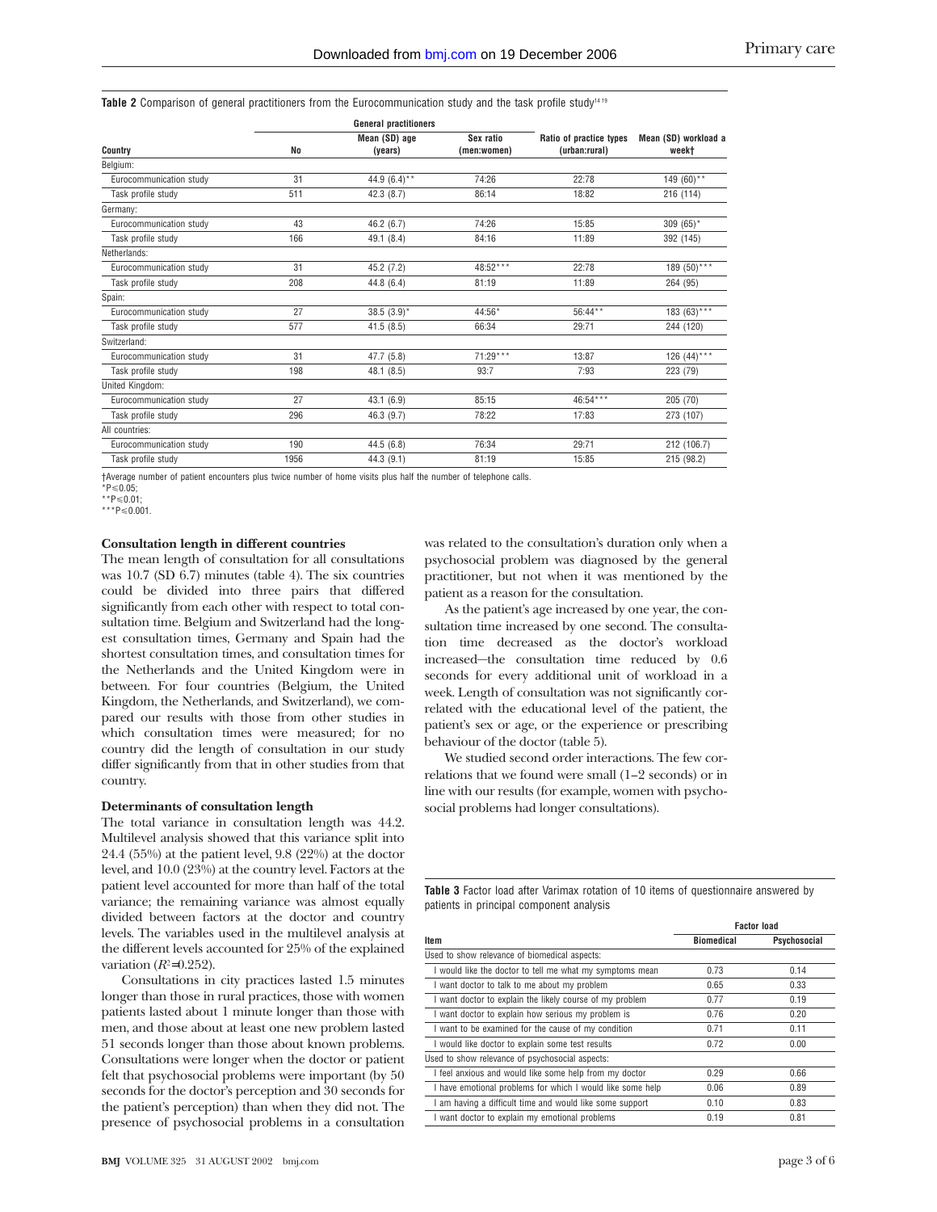**Table 2** Comparison of general practitioners from the Eurocommunication study and the task profile study[14 19]

| Country | General practitioners | | | | |
|---|---|---|---|---|---|
| | No | Mean (SD) age (years) | Sex ratio (men:women) | Ratio of practice types (urban:rural) | Mean (SD) workload a week† |
| Belgium: | | | | | |
| Eurocommunication study | 31 | 44.9 (6.4)** | 74:26 | 22:78 | 149 (60)** |
| Task profile study | 511 | 42.3 (8.7) | 86:14 | 18:82 | 216 (114) |
| Germany: | | | | | |
| Eurocommunication study | 43 | 46.2 (6.7) | 74:26 | 15:85 | 309 (65)* |
| Task profile study | 166 | 49.1 (8.4) | 84:16 | 11:89 | 392 (145) |
| Netherlands: | | | | | |
| Eurocommunication study | 31 | 45.2 (7.2) | 48:52*** | 22:78 | 189 (50)*** |
| Task profile study | 208 | 44.8 (6.4) | 81:19 | 11:89 | 264 (95) |
| Spain: | | | | | |
| Eurocommunication study | 27 | 38.5 (3.9)* | 44:56* | 56:44** | 183 (63)*** |
| Task profile study | 577 | 41.5 (8.5) | 66:34 | 29:71 | 244 (120) |
| Switzerland: | | | | | |
| Eurocommunication study | 31 | 47.7 (5.8) | 71:29*** | 13:87 | 126 (44)*** |
| Task profile study | 198 | 48.1 (8.5) | 93:7 | 7:93 | 223 (79) |
| United Kingdom: | | | | | |
| Eurocommunication study | 27 | 43.1 (6.9) | 85:15 | 46:54*** | 205 (70) |
| Task profile study | 296 | 46.3 (9.7) | 78:22 | 17:83 | 273 (107) |
| All countries: | | | | | |
| Eurocommunication study | 190 | 44.5 (6.8) | 76:34 | 29:71 | 212 (106.7) |
| Task profile study | 1956 | 44.3 (9.1) | 81:19 | 15:85 | 215 (98.2) |

†Average number of patient encounters plus twice number of home visits plus half the number of telephone calls.
*P≤0.05;
**P≤0.01;
***P≤0.001.

**Consultation length in different countries**

The mean length of consultation for all consultations was 10.7 (SD 6.7) minutes (table 4). The six countries could be divided into three pairs that differed significantly from each other with respect to total consultation time. Belgium and Switzerland had the longest consultation times, Germany and Spain had the shortest consultation times, and consultation times for the Netherlands and the United Kingdom were in between. For four countries (Belgium, the United Kingdom, the Netherlands, and Switzerland), we compared our results with those from other studies in which consultation times were measured; for no country did the length of consultation in our study differ significantly from that in other studies from that country.

**Determinants of consultation length**

The total variance in consultation length was 44.2. Multilevel analysis showed that this variance split into 24.4 (55%) at the patient level, 9.8 (22%) at the doctor level, and 10.0 (23%) at the country level. Factors at the patient level accounted for more than half of the total variance; the remaining variance was almost equally divided between factors at the doctor and country levels. The variables used in the multilevel analysis at the different levels accounted for 25% of the explained variation ($R^2$=0.252).

Consultations in city practices lasted 1.5 minutes longer than those in rural practices, those with women patients lasted about 1 minute longer than those with men, and those about at least one new problem lasted 51 seconds longer than those about known problems. Consultations were longer when the doctor or patient felt that psychosocial problems were important (by 50 seconds for the doctor's perception and 30 seconds for the patient's perception) than when they did not. The presence of psychosocial problems in a consultation was related to the consultation's duration only when a psychosocial problem was diagnosed by the general practitioner, but not when it was mentioned by the patient as a reason for the consultation.

As the patient's age increased by one year, the consultation time increased by one second. The consultation time decreased as the doctor's workload increased—the consultation time reduced by 0.6 seconds for every additional unit of workload in a week. Length of consultation was not significantly correlated with the educational level of the patient, the patient's sex or age, or the experience or prescribing behaviour of the doctor (table 5).

We studied second order interactions. The few correlations that we found were small (1–2 seconds) or in line with our results (for example, women with psychosocial problems had longer consultations).

**Table 3** Factor load after Varimax rotation of 10 items of questionnaire answered by patients in principal component analysis

| Item | Factor load | |
|---|---|---|
| | Biomedical | Psychosocial |
| Used to show relevance of biomedical aspects: | | |
| I would like the doctor to tell me what my symptoms mean | 0.73 | 0.14 |
| I want doctor to talk to me about my problem | 0.65 | 0.33 |
| I want doctor to explain the likely course of my problem | 0.77 | 0.19 |
| I want doctor to explain how serious my problem is | 0.76 | 0.20 |
| I want to be examined for the cause of my condition | 0.71 | 0.11 |
| I would like doctor to explain some test results | 0.72 | 0.00 |
| Used to show relevance of psychosocial aspects: | | |
| I feel anxious and would like some help from my doctor | 0.29 | 0.66 |
| I have emotional problems for which I would like some help | 0.06 | 0.89 |
| I am having a difficult time and would like some support | 0.10 | 0.83 |
| I want doctor to explain my emotional problems | 0.19 | 0.81 |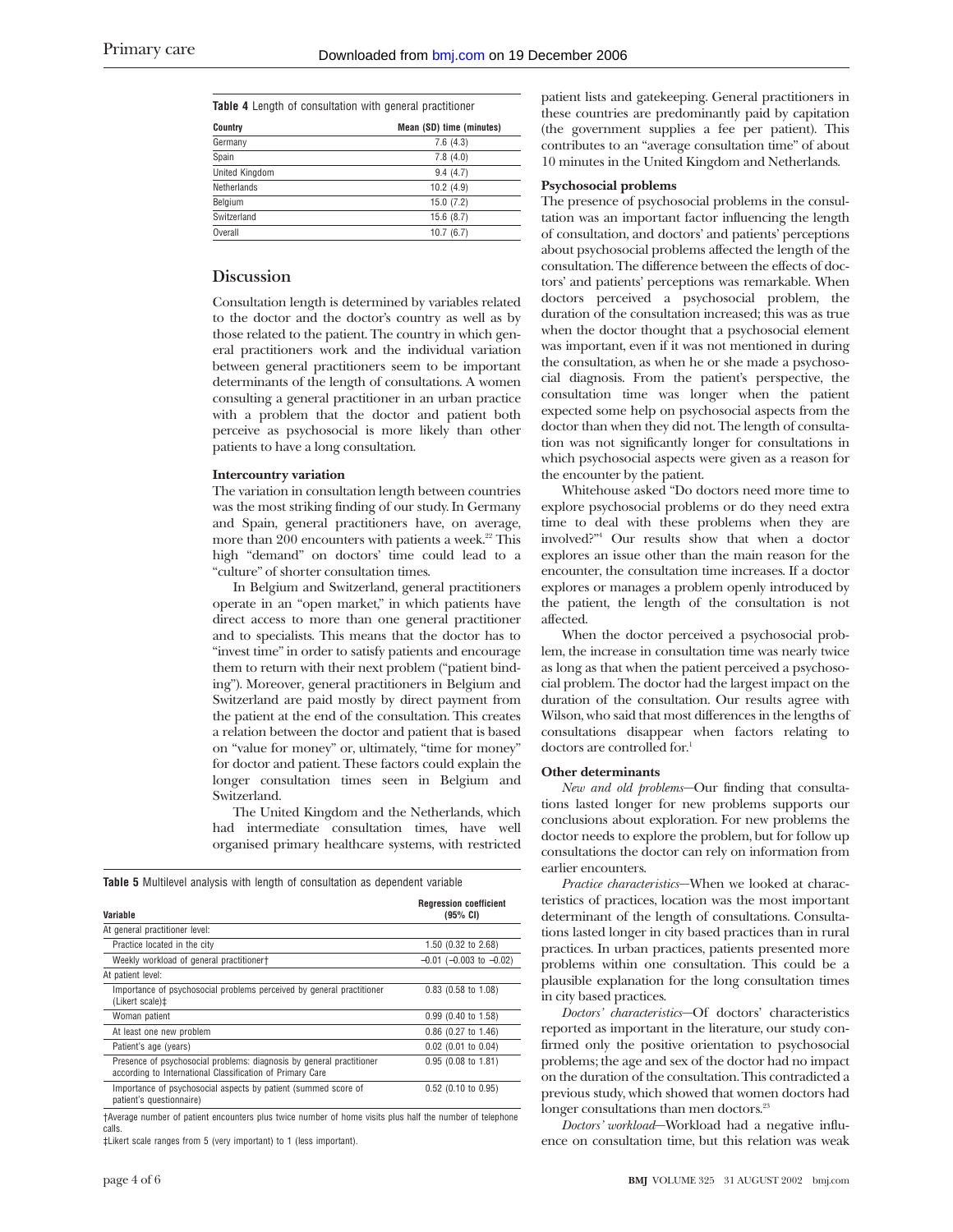**Table 4** Length of consultation with general practitioner

| Country | Mean (SD) time (minutes) |
|---|---|
| Germany | 7.6 (4.3) |
| Spain | 7.8 (4.0) |
| United Kingdom | 9.4 (4.7) |
| Netherlands | 10.2 (4.9) |
| Belgium | 15.0 (7.2) |
| Switzerland | 15.6 (8.7) |
| Overall | 10.7 (6.7) |

## Discussion

Consultation length is determined by variables related to the doctor and the doctor's country as well as by those related to the patient. The country in which general practitioners work and the individual variation between general practitioners seem to be important determinants of the length of consultations. A women consulting a general practitioner in an urban practice with a problem that the doctor and patient both perceive as psychosocial is more likely than other patients to have a long consultation.

### Intercountry variation

The variation in consultation length between countries was the most striking finding of our study. In Germany and Spain, general practitioners have, on average, more than 200 encounters with patients a week.[22] This high "demand" on doctors' time could lead to a "culture" of shorter consultation times.

In Belgium and Switzerland, general practitioners operate in an "open market," in which patients have direct access to more than one general practitioner and to specialists. This means that the doctor has to "invest time" in order to satisfy patients and encourage them to return with their next problem ("patient binding"). Moreover, general practitioners in Belgium and Switzerland are paid mostly by direct payment from the patient at the end of the consultation. This creates a relation between the doctor and patient that is based on "value for money" or, ultimately, "time for money" for doctor and patient. These factors could explain the longer consultation times seen in Belgium and Switzerland.

The United Kingdom and the Netherlands, which had intermediate consultation times, have well organised primary healthcare systems, with restricted patient lists and gatekeeping. General practitioners in these countries are predominantly paid by capitation (the government supplies a fee per patient). This contributes to an "average consultation time" of about 10 minutes in the United Kingdom and Netherlands.

**Table 5** Multilevel analysis with length of consultation as dependent variable

| Variable | Regression coefficient (95% CI) |
|---|---|
| At general practitioner level: | |
| Practice located in the city | 1.50 (0.32 to 2.68) |
| Weekly workload of general practitioner† | −0.01 (−0.003 to −0.02) |
| At patient level: | |
| Importance of psychosocial problems perceived by general practitioner (Likert scale)‡ | 0.83 (0.58 to 1.08) |
| Woman patient | 0.99 (0.40 to 1.58) |
| At least one new problem | 0.86 (0.27 to 1.46) |
| Patient's age (years) | 0.02 (0.01 to 0.04) |
| Presence of psychosocial problems: diagnosis by general practitioner according to International Classification of Primary Care | 0.95 (0.08 to 1.81) |
| Importance of psychosocial aspects by patient (summed score of patient's questionnaire) | 0.52 (0.10 to 0.95) |

†Average number of patient encounters plus twice number of home visits plus half the number of telephone calls.

‡Likert scale ranges from 5 (very important) to 1 (less important).

### Psychosocial problems

The presence of psychosocial problems in the consultation was an important factor influencing the length of consultation, and doctors' and patients' perceptions about psychosocial problems affected the length of the consultation. The difference between the effects of doctors' and patients' perceptions was remarkable. When doctors perceived a psychosocial problem, the duration of the consultation increased; this was as true when the doctor thought that a psychosocial element was important, even if it was not mentioned in during the consultation, as when he or she made a psychosocial diagnosis. From the patient's perspective, the consultation time was longer when the patient expected some help on psychosocial aspects from the doctor than when they did not. The length of consultation was not significantly longer for consultations in which psychosocial aspects were given as a reason for the encounter by the patient.

Whitehouse asked "Do doctors need more time to explore psychosocial problems or do they need extra time to deal with these problems when they are involved?"[4] Our results show that when a doctor explores an issue other than the main reason for the encounter, the consultation time increases. If a doctor explores or manages a problem openly introduced by the patient, the length of the consultation is not affected.

When the doctor perceived a psychosocial problem, the increase in consultation time was nearly twice as long as that when the patient perceived a psychosocial problem. The doctor had the largest impact on the duration of the consultation. Our results agree with Wilson, who said that most differences in the lengths of consultations disappear when factors relating to doctors are controlled for.[1]

### Other determinants

*New and old problems*—Our finding that consultations lasted longer for new problems supports our conclusions about exploration. For new problems the doctor needs to explore the problem, but for follow up consultations the doctor can rely on information from earlier encounters.

*Practice characteristics*—When we looked at characteristics of practices, location was the most important determinant of the length of consultations. Consultations lasted longer in city based practices than in rural practices. In urban practices, patients presented more problems within one consultation. This could be a plausible explanation for the long consultation times in city based practices.

*Doctors' characteristics*—Of doctors' characteristics reported as important in the literature, our study confirmed only the positive orientation to psychosocial problems; the age and sex of the doctor had no impact on the duration of the consultation. This contradicted a previous study, which showed that women doctors had longer consultations than men doctors.[23]

*Doctors' workload*—Workload had a negative influence on consultation time, but this relation was weak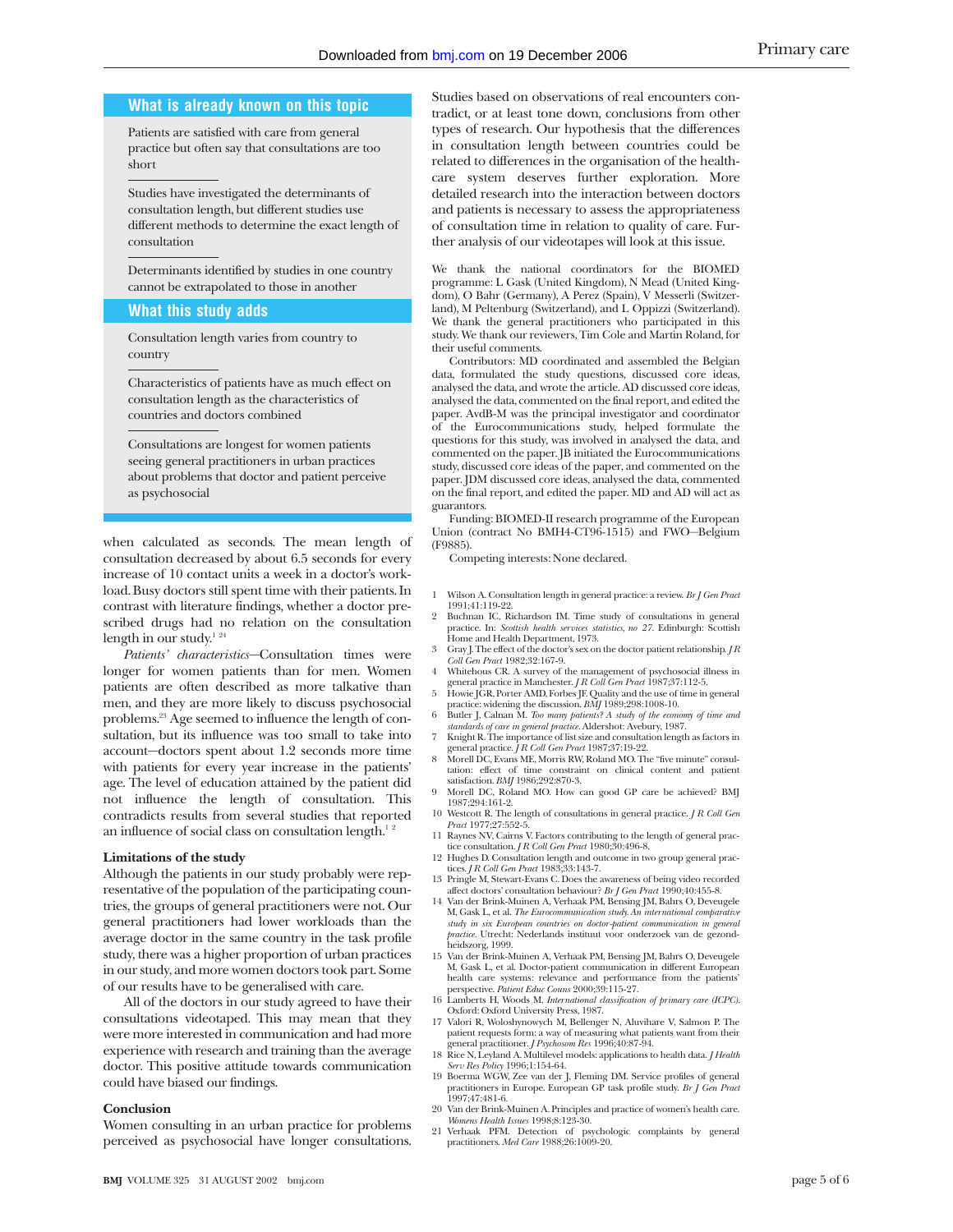## What is already known on this topic

Patients are satisfied with care from general practice but often say that consultations are too short

Studies have investigated the determinants of consultation length, but different studies use different methods to determine the exact length of consultation

Determinants identified by studies in one country cannot be extrapolated to those in another

## What this study adds

Consultation length varies from country to country

Characteristics of patients have as much effect on consultation length as the characteristics of countries and doctors combined

Consultations are longest for women patients seeing general practitioners in urban practices about problems that doctor and patient perceive as psychosocial

when calculated as seconds. The mean length of consultation decreased by about 6.5 seconds for every increase of 10 contact units a week in a doctor's workload. Busy doctors still spent time with their patients. In contrast with literature findings, whether a doctor prescribed drugs had no relation on the consultation length in our study.[1 24]

*Patients' characteristics*—Consultation times were longer for women patients than for men. Women patients are often described as more talkative than men, and they are more likely to discuss psychosocial problems.[23] Age seemed to influence the length of consultation, but its influence was too small to take into account—doctors spent about 1.2 seconds more time with patients for every year increase in the patients' age. The level of education attained by the patient did not influence the length of consultation. This contradicts results from several studies that reported an influence of social class on consultation length.[1 2]

### Limitations of the study

Although the patients in our study probably were representative of the population of the participating countries, the groups of general practitioners were not. Our general practitioners had lower workloads than the average doctor in the same country in the task profile study, there was a higher proportion of urban practices in our study, and more women doctors took part. Some of our results have to be generalised with care.

All of the doctors in our study agreed to have their consultations videotaped. This may mean that they were more interested in communication and had more experience with research and training than the average doctor. This positive attitude towards communication could have biased our findings.

### Conclusion

Women consulting in an urban practice for problems perceived as psychosocial have longer consultations. Studies based on observations of real encounters contradict, or at least tone down, conclusions from other types of research. Our hypothesis that the differences in consultation length between countries could be related to differences in the organisation of the health-care system deserves further exploration. More detailed research into the interaction between doctors and patients is necessary to assess the appropriateness of consultation time in relation to quality of care. Further analysis of our videotapes will look at this issue.

We thank the national coordinators for the BIOMED programme: L Gask (United Kingdom), N Mead (United Kingdom), O Bahr (Germany), A Perez (Spain), V Messerli (Switzerland), M Peltenburg (Switzerland), and L Oppizzi (Switzerland). We thank the general practitioners who participated in this study. We thank our reviewers, Tim Cole and Martin Roland, for their useful comments.

Contributors: MD coordinated and assembled the Belgian data, formulated the study questions, discussed core ideas, analysed the data, and wrote the article. AD discussed core ideas, analysed the data, commented on the final report, and edited the paper. AvdB-M was the principal investigator and coordinator of the Eurocommunications study, helped formulate the questions for this study, was involved in analysed the data, and commented on the paper. JB initiated the Eurocommunications study, discussed core ideas of the paper, and commented on the paper. JDM discussed core ideas, analysed the data, commented on the final report, and edited the paper. MD and AD will act as guarantors.

Funding: BIOMED-II research programme of the European Union (contract No BMH4-CT96-1515) and FWO—Belgium (F9885).

Competing interests: None declared.

1. Wilson A. Consultation length in general practice: a review. *Br J Gen Pract* 1991;41:119-22.
2. Buchnan IC, Richardson IM. Time study of consultations in general practice. In: *Scottish health services statistics, no 27*. Edinburgh: Scottish Home and Health Department, 1973.
3. Gray J. The effect of the doctor's sex on the doctor patient relationship. *J R Coll Gen Pract* 1982;32:167-9.
4. Whitehous CR. A survey of the management of psychosocial illness in general practice in Manchester. *J R Coll Gen Pract* 1987;37:112-5.
5. Howie JGR, Porter AMD, Forbes JF. Quality and the use of time in general practice: widening the discussion. *BMJ* 1989;298:1008-10.
6. Butler J, Calnan M. *Too many patients? A study of the economy of time and standards of care in general practice*. Aldershot: Avebury, 1987.
7. Knight R. The importance of list size and consultation length as factors in general practice. *J R Coll Gen Pract* 1987;37:19-22.
8. Morell DC, Evans ME, Morris RW, Roland MO. The "five minute" consultation: effect of time constraint on clinical content and patient satisfaction. *BMJ* 1986;292:870-3.
9. Morell DC, Roland MO. How can good GP care be achieved? BMJ 1987;294:161-2.
10. Westcott R. The length of consultations in general practice. *J R Coll Gen Pract* 1977;27:552-5.
11. Raynes NV, Cairns V. Factors contributing to the length of general practice consultation. *J R Coll Gen Pract* 1980;30:496-8.
12. Hughes D. Consultation length and outcome in two group general practices. *J R Coll Gen Pract* 1983;33:143-7.
13. Pringle M, Stewart-Evans C. Does the awareness of being video recorded affect doctors' consultation behaviour? *Br J Gen Pract* 1990;40:455-8.
14. Van der Brink-Muinen A, Verhaak PM, Bensing JM, Bahrs O, Deveugele M, Gask L, et al. *The Eurocommunication study. An international comparative study in six European countries on doctor-patient communication in general practice*. Utrecht: Nederlands instituut voor onderzoek van de gezondheidszorg, 1999.
15. Van der Brink-Muinen A, Verhaak PM, Bensing JM, Bahrs O, Deveugele M, Gask L, et al. Doctor-patient communication in different European health care systems: relevance and performance from the patients' perspective. *Patient Educ Couns* 2000;39:115-27.
16. Lamberts H, Woods M. *International classification of primary care (ICPC)*. Oxford: Oxford University Press, 1987.
17. Valori R, Woloshynowych M, Bellenger N, Aluvihare V, Salmon P. The patient requests form: a way of measuring what patients want from their general practitioner. *J Psychosom Res* 1996;40:87-94.
18. Rice N, Leyland A. Multilevel models: applications to health data. *J Health Serv Res Policy* 1996;1:154-64.
19. Boerma WGW, Zee van der J, Fleming DM. Service profiles of general practitioners in Europe. European GP task profile study. *Br J Gen Pract* 1997;47:481-6.
20. Van der Brink-Muinen A. Principles and practice of women's health care. *Womens Health Issues* 1998;8:123-30.
21. Verhaak PFM. Detection of psychologic complaints by general practitioners. *Med Care* 1988;26:1009-20.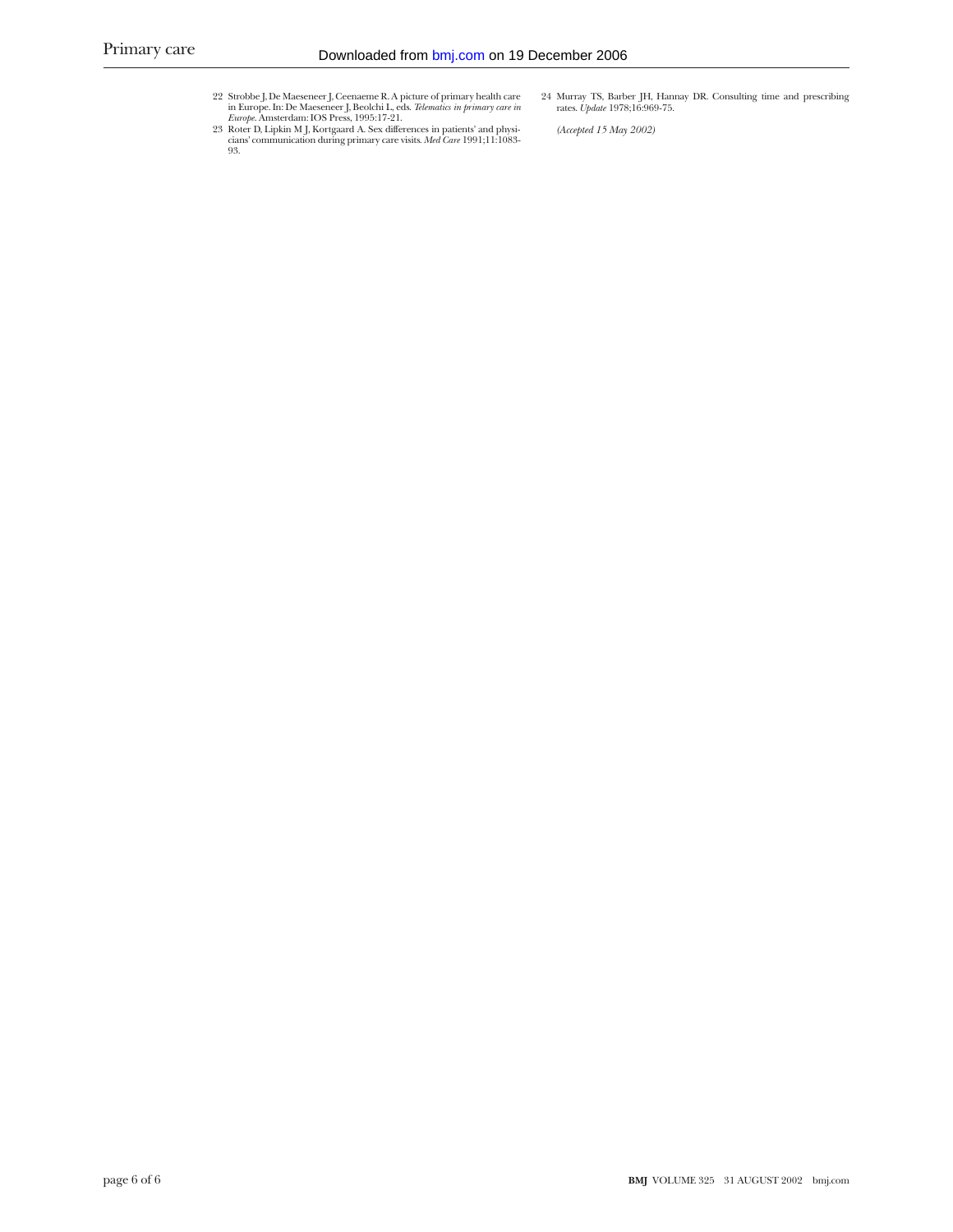22 Strobbe J, De Maeseneer J, Ceenaeme R. A picture of primary health care in Europe. In: De Maeseneer J, Beolchi L, eds. *Telematics in primary care in Europe*. Amsterdam: IOS Press, 1995:17-21.

23 Roter D, Lipkin M J, Kortgaard A. Sex differences in patients' and physicians' communication during primary care visits. *Med Care* 1991;11:1083-93.

24 Murray TS, Barber JH, Hannay DR. Consulting time and prescribing rates. *Update* 1978;16:969-75.

*(Accepted 15 May 2002)*